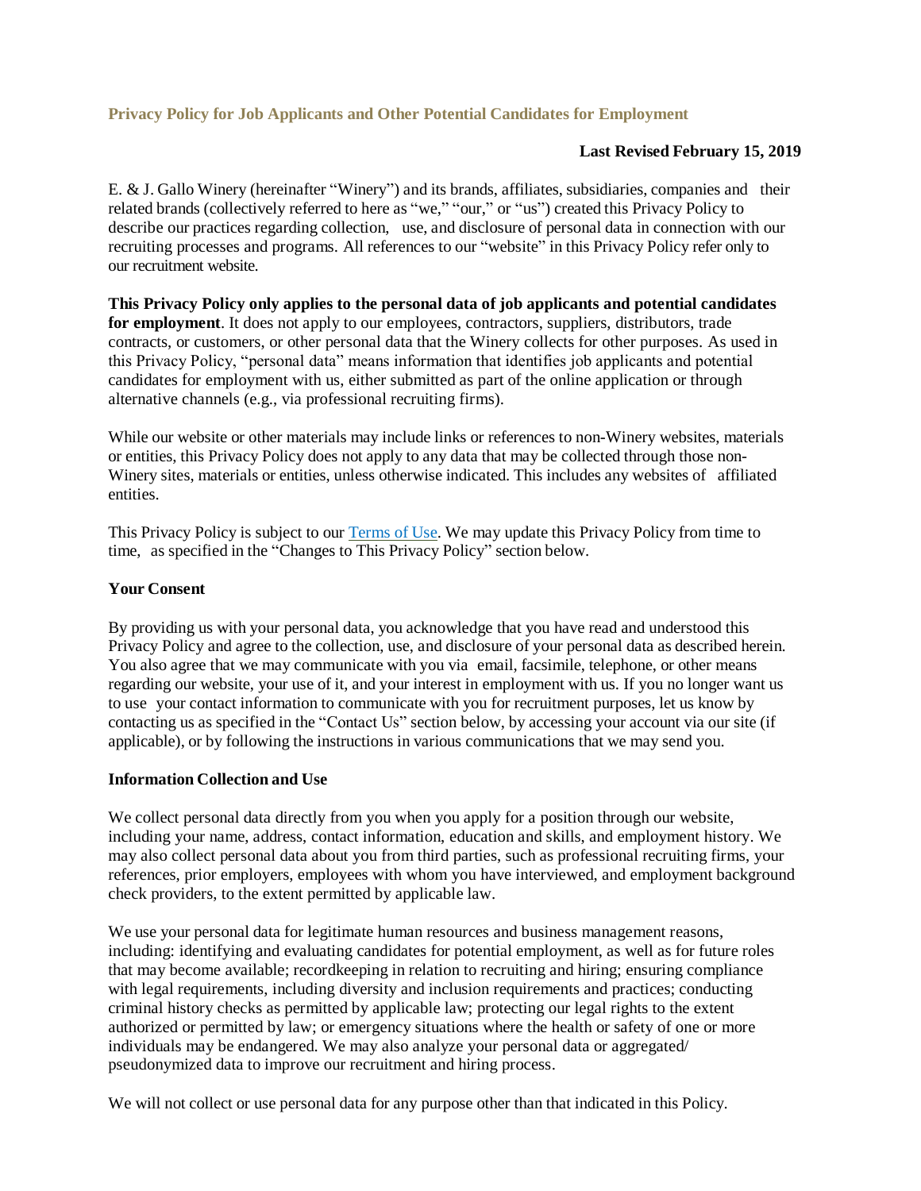## Privacy Policy for Job Applicants and Other Potential Candidates for Employment

**Last Revised February 15, 2019**

E. & J. Gallo Winery (hereinafter "Winery") and its brands, affiliates, subsidiaries, companies and their related brands (collectively referred to here as "we," "our," or "us") created this Privacy Policy to describe our practices regarding collection, use, and disclosure of personal data in connection with our recruiting processes and programs. All references to our "website" in this Privacy Policy refer only to our recruitment website.

**This Privacy Policy only applies to the personal data of job applicants and potential candidates for employment**. It does not apply to our employees, contractors, suppliers, distributors, trade contracts, or customers, or other personal data that the Winery collects for other purposes. As used in this Privacy Policy, "personal data" means information that identifies job applicants and potential candidates for employment with us, either submitted as part of the online application or through alternative channels (e.g., via professional recruiting firms).

While our website or other materials may include links or references to non-Winery websites, materials or entities, this Privacy Policy does not apply to any data that may be collected through those non-Winery sites, materials or entities, unless otherwise indicated. This includes any websites of affiliated entities.

This Privacy Policy is subject to our [Terms of Use](). We may update this Privacy Policy from time to time, as specified in the "Changes to This Privacy Policy" section below.

### Your Consent

By providing us with your personal data, you acknowledge that you have read and understood this Privacy Policy and agree to the collection, use, and disclosure of your personal data as described herein. You also agree that we may communicate with you via email, facsimile, telephone, or other means regarding our website, your use of it, and your interest in employment with us. If you no longer want us to use your contact information to communicate with you for recruitment purposes, let us know by contacting us as specified in the "Contact Us" section below, by accessing your account via our site (if applicable), or by following the instructions in various communications that we may send you.

### Information Collection and Use

We collect personal data directly from you when you apply for a position through our website, including your name, address, contact information, education and skills, and employment history. We may also collect personal data about you from third parties, such as professional recruiting firms, your references, prior employers, employees with whom you have interviewed, and employment background check providers, to the extent permitted by applicable law.

We use your personal data for legitimate human resources and business management reasons, including: identifying and evaluating candidates for potential employment, as well as for future roles that may become available; recordkeeping in relation to recruiting and hiring; ensuring compliance with legal requirements, including diversity and inclusion requirements and practices; conducting criminal history checks as permitted by applicable law; protecting our legal rights to the extent authorized or permitted by law; or emergency situations where the health or safety of one or more individuals may be endangered. We may also analyze your personal data or aggregated/ pseudonymized data to improve our recruitment and hiring process.

We will not collect or use personal data for any purpose other than that indicated in this Policy.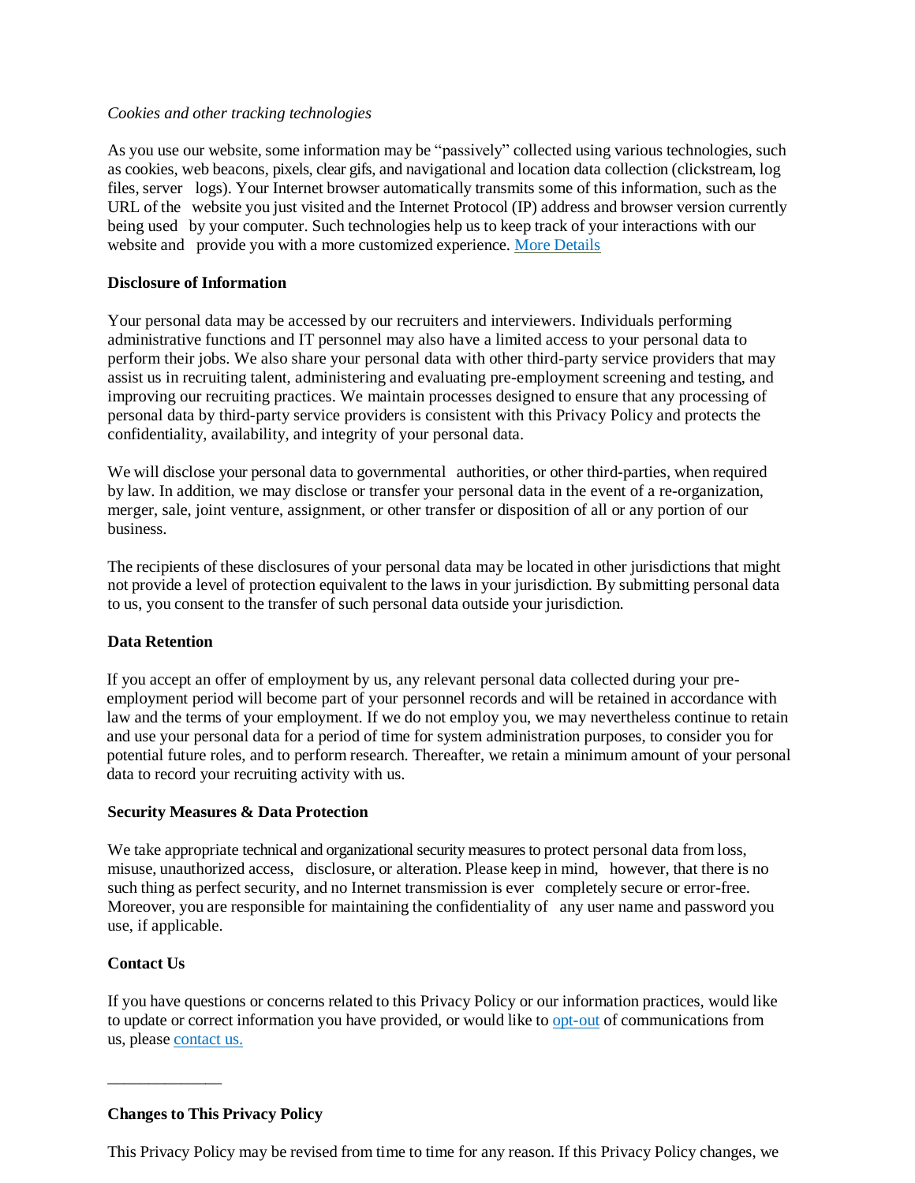*Cookies and other tracking technologies*

As you use our website, some information may be "passively" collected using various technologies, such as cookies, web beacons, pixels, clear gifs, and navigational and location data collection (clickstream, log files, server logs). Your Internet browser automatically transmits some of this information, such as the URL of the website you just visited and the Internet Protocol (IP) address and browser version currently being used by your computer. Such technologies help us to keep track of your interactions with our website and provide you with a more customized experience. [More Details]

**Disclosure of Information**

Your personal data may be accessed by our recruiters and interviewers. Individuals performing administrative functions and IT personnel may also have a limited access to your personal data to perform their jobs. We also share your personal data with other third-party service providers that may assist us in recruiting talent, administering and evaluating pre-employment screening and testing, and improving our recruiting practices. We maintain processes designed to ensure that any processing of personal data by third-party service providers is consistent with this Privacy Policy and protects the confidentiality, availability, and integrity of your personal data.

We will disclose your personal data to governmental authorities, or other third-parties, when required by law. In addition, we may disclose or transfer your personal data in the event of a re-organization, merger, sale, joint venture, assignment, or other transfer or disposition of all or any portion of our business.

The recipients of these disclosures of your personal data may be located in other jurisdictions that might not provide a level of protection equivalent to the laws in your jurisdiction. By submitting personal data to us, you consent to the transfer of such personal data outside your jurisdiction.

**Data Retention**

If you accept an offer of employment by us, any relevant personal data collected during your pre-employment period will become part of your personnel records and will be retained in accordance with law and the terms of your employment. If we do not employ you, we may nevertheless continue to retain and use your personal data for a period of time for system administration purposes, to consider you for potential future roles, and to perform research. Thereafter, we retain a minimum amount of your personal data to record your recruiting activity with us.

**Security Measures & Data Protection**

We take appropriate technical and organizational security measures to protect personal data from loss, misuse, unauthorized access, disclosure, or alteration. Please keep in mind, however, that there is no such thing as perfect security, and no Internet transmission is ever completely secure or error-free. Moreover, you are responsible for maintaining the confidentiality of any user name and password you use, if applicable.

**Contact Us**

If you have questions or concerns related to this Privacy Policy or our information practices, would like to update or correct information you have provided, or would like to [opt-out] of communications from us, please [contact us.]

______________

**Changes to This Privacy Policy**

This Privacy Policy may be revised from time to time for any reason. If this Privacy Policy changes, we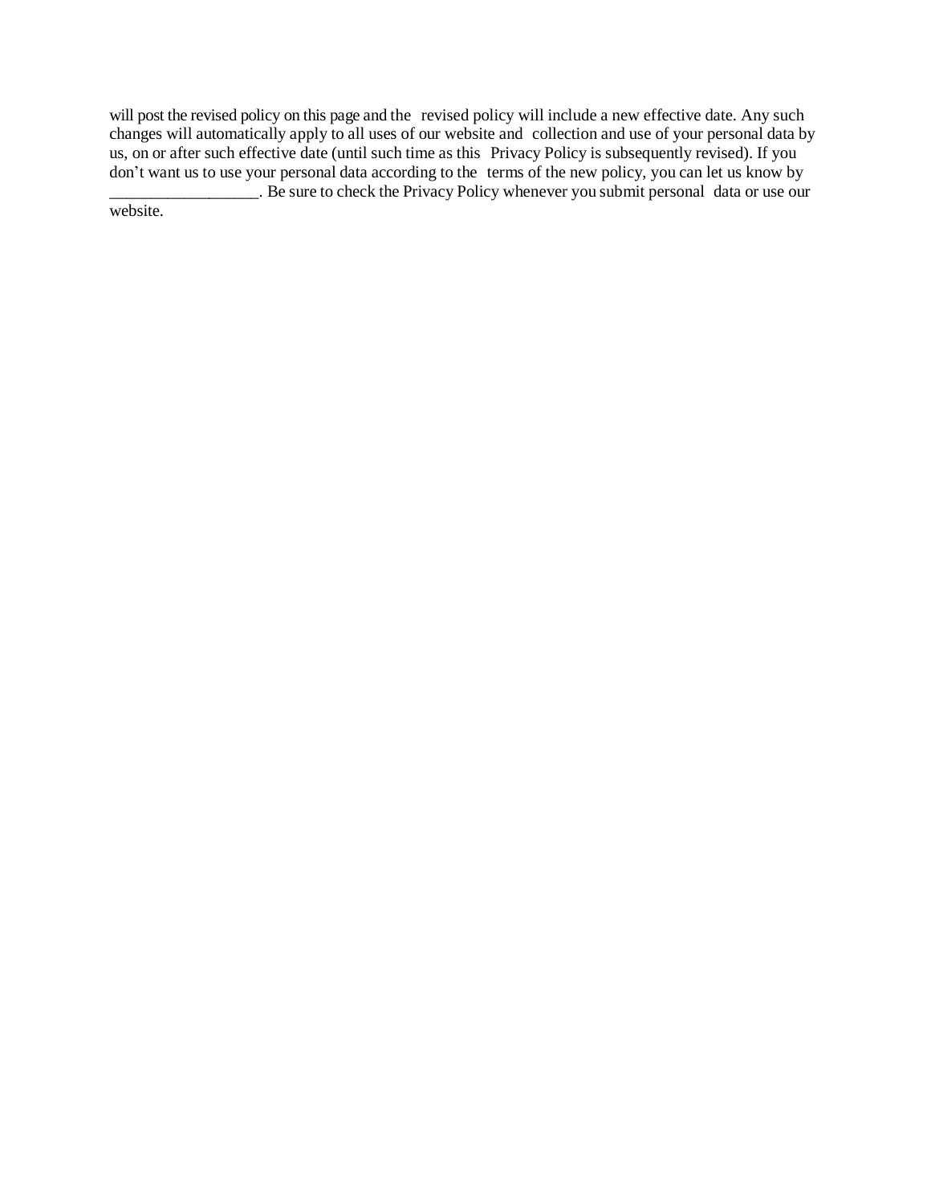will post the revised policy on this page and the revised policy will include a new effective date. Any such changes will automatically apply to all uses of our website and collection and use of your personal data by us, on or after such effective date (until such time as this Privacy Policy is subsequently revised). If you don’t want us to use your personal data according to the terms of the new policy, you can let us know by _________________. Be sure to check the Privacy Policy whenever you submit personal data or use our website.